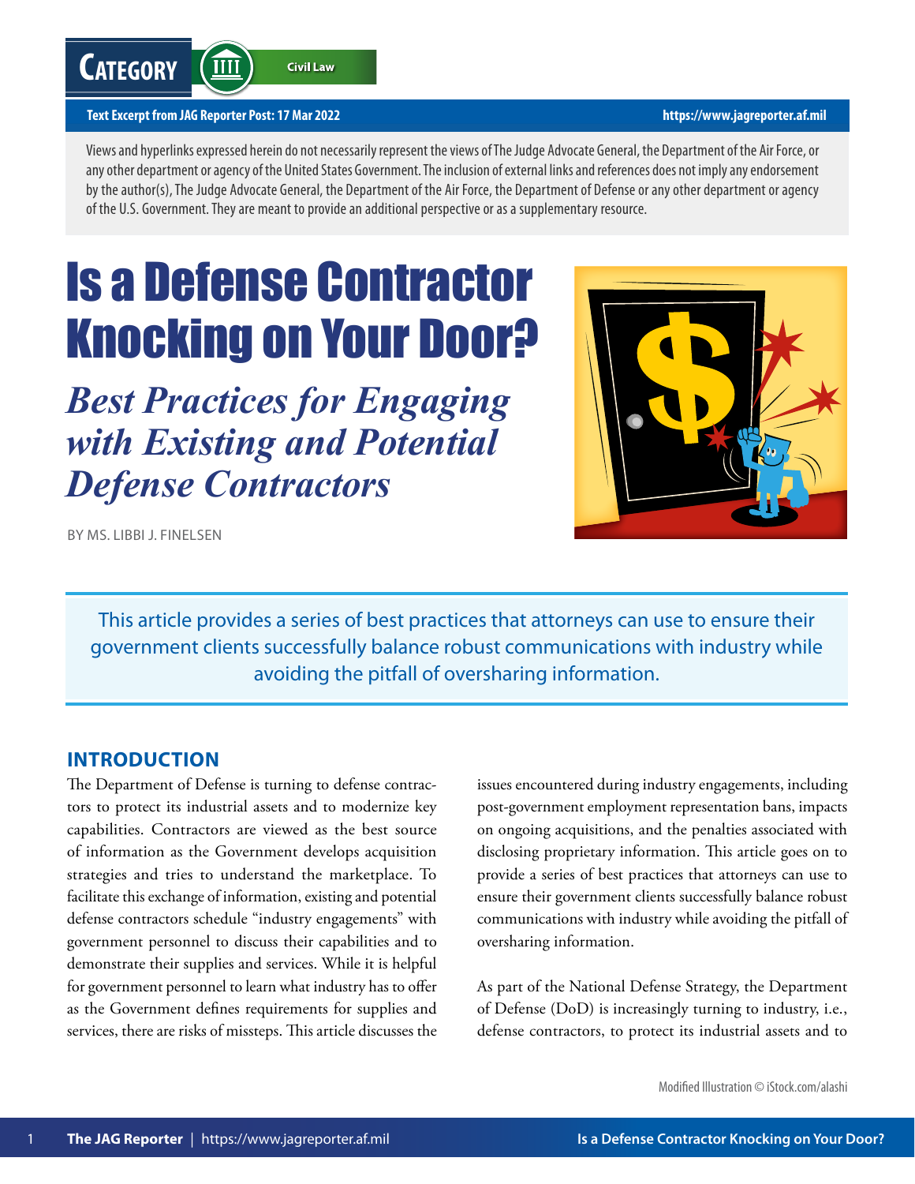Category | Civil Law

**Text Excerpt from JAG Reporter Post: 17 Mar 2022** https://www.jagreporter.af.mil

Views and hyperlinks expressed herein do not necessarily represent the views of The Judge Advocate General, the Department of the Air Force, or any other department or agency of the United States Government. The inclusion of external links and references does not imply any endorsement by the author(s), The Judge Advocate General, the Department of the Air Force, the Department of Defense or any other department or agency of the U.S. Government. They are meant to provide an additional perspective or as a supplementary resource.

# Is a Defense Contractor Knocking on Your Door?

## *Best Practices for Engaging with Existing and Potential Defense Contractors*

BY MS. LIBBI J. FINELSEN

Modified Illustration © iStock.com/alashi

This article provides a series of best practices that attorneys can use to ensure their government clients successfully balance robust communications with industry while avoiding the pitfall of oversharing information.

## INTRODUCTION

The Department of Defense is turning to defense contractors to protect its industrial assets and to modernize key capabilities. Contractors are viewed as the best source of information as the Government develops acquisition strategies and tries to understand the marketplace. To facilitate this exchange of information, existing and potential defense contractors schedule "industry engagements" with government personnel to discuss their capabilities and to demonstrate their supplies and services. While it is helpful for government personnel to learn what industry has to offer as the Government defines requirements for supplies and services, there are risks of missteps. This article discusses the issues encountered during industry engagements, including post-government employment representation bans, impacts on ongoing acquisitions, and the penalties associated with disclosing proprietary information. This article goes on to provide a series of best practices that attorneys can use to ensure their government clients successfully balance robust communications with industry while avoiding the pitfall of oversharing information.

As part of the National Defense Strategy, the Department of Defense (DoD) is increasingly turning to industry, i.e., defense contractors, to protect its industrial assets and to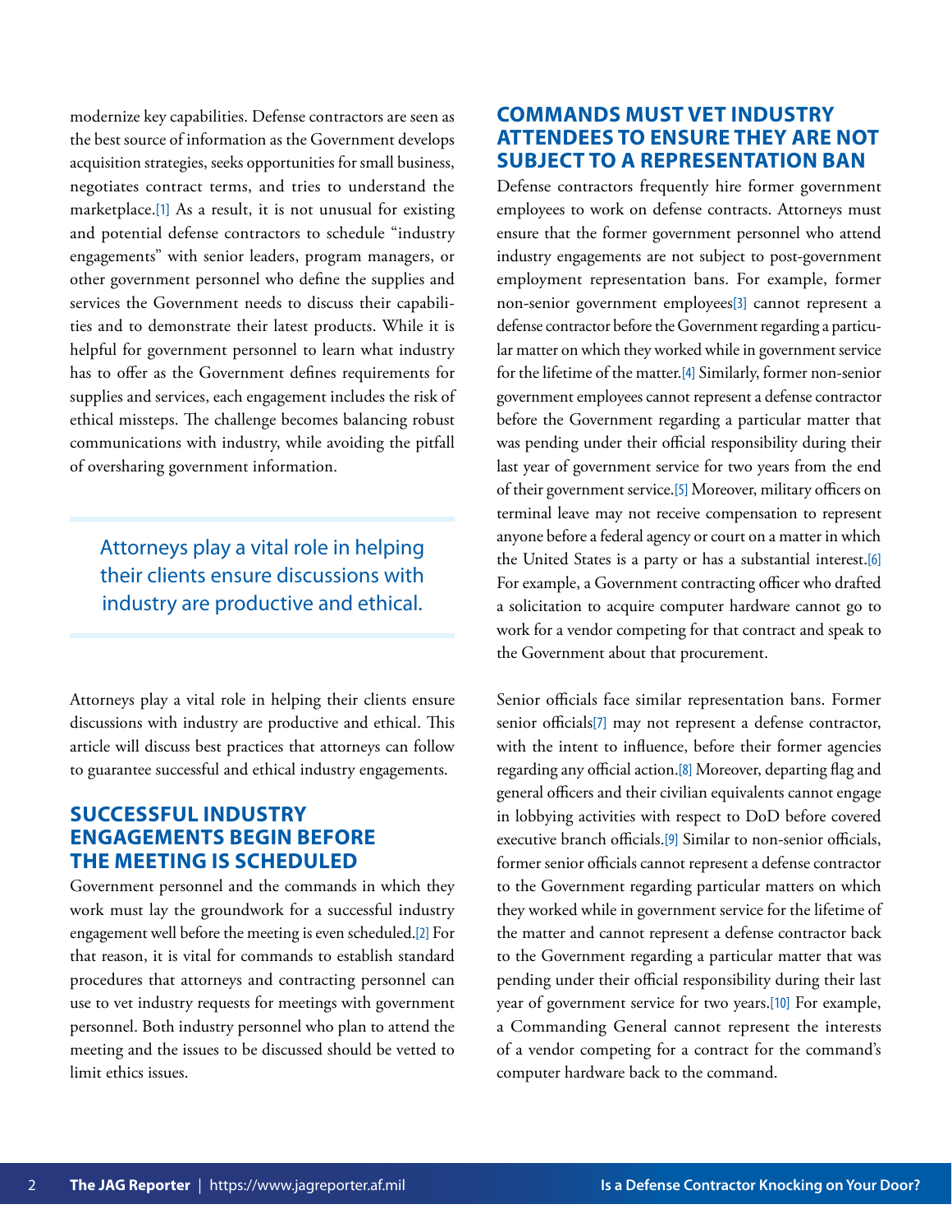modernize key capabilities. Defense contractors are seen as the best source of information as the Government develops acquisition strategies, seeks opportunities for small business, negotiates contract terms, and tries to understand the marketplace.[1] As a result, it is not unusual for existing and potential defense contractors to schedule "industry engagements" with senior leaders, program managers, or other government personnel who define the supplies and services the Government needs to discuss their capabilities and to demonstrate their latest products. While it is helpful for government personnel to learn what industry has to offer as the Government defines requirements for supplies and services, each engagement includes the risk of ethical missteps. The challenge becomes balancing robust communications with industry, while avoiding the pitfall of oversharing government information.

> Attorneys play a vital role in helping their clients ensure discussions with industry are productive and ethical.

Attorneys play a vital role in helping their clients ensure discussions with industry are productive and ethical. This article will discuss best practices that attorneys can follow to guarantee successful and ethical industry engagements.

## SUCCESSFUL INDUSTRY ENGAGEMENTS BEGIN BEFORE THE MEETING IS SCHEDULED

Government personnel and the commands in which they work must lay the groundwork for a successful industry engagement well before the meeting is even scheduled.[2] For that reason, it is vital for commands to establish standard procedures that attorneys and contracting personnel can use to vet industry requests for meetings with government personnel. Both industry personnel who plan to attend the meeting and the issues to be discussed should be vetted to limit ethics issues.

## COMMANDS MUST VET INDUSTRY ATTENDEES TO ENSURE THEY ARE NOT SUBJECT TO A REPRESENTATION BAN

Defense contractors frequently hire former government employees to work on defense contracts. Attorneys must ensure that the former government personnel who attend industry engagements are not subject to post-government employment representation bans. For example, former non-senior government employees[3] cannot represent a defense contractor before the Government regarding a particular matter on which they worked while in government service for the lifetime of the matter.[4] Similarly, former non-senior government employees cannot represent a defense contractor before the Government regarding a particular matter that was pending under their official responsibility during their last year of government service for two years from the end of their government service.[5] Moreover, military officers on terminal leave may not receive compensation to represent anyone before a federal agency or court on a matter in which the United States is a party or has a substantial interest.[6] For example, a Government contracting officer who drafted a solicitation to acquire computer hardware cannot go to work for a vendor competing for that contract and speak to the Government about that procurement.

Senior officials face similar representation bans. Former senior officials[7] may not represent a defense contractor, with the intent to influence, before their former agencies regarding any official action.[8] Moreover, departing flag and general officers and their civilian equivalents cannot engage in lobbying activities with respect to DoD before covered executive branch officials.[9] Similar to non-senior officials, former senior officials cannot represent a defense contractor to the Government regarding particular matters on which they worked while in government service for the lifetime of the matter and cannot represent a defense contractor back to the Government regarding a particular matter that was pending under their official responsibility during their last year of government service for two years.[10] For example, a Commanding General cannot represent the interests of a vendor competing for a contract for the command's computer hardware back to the command.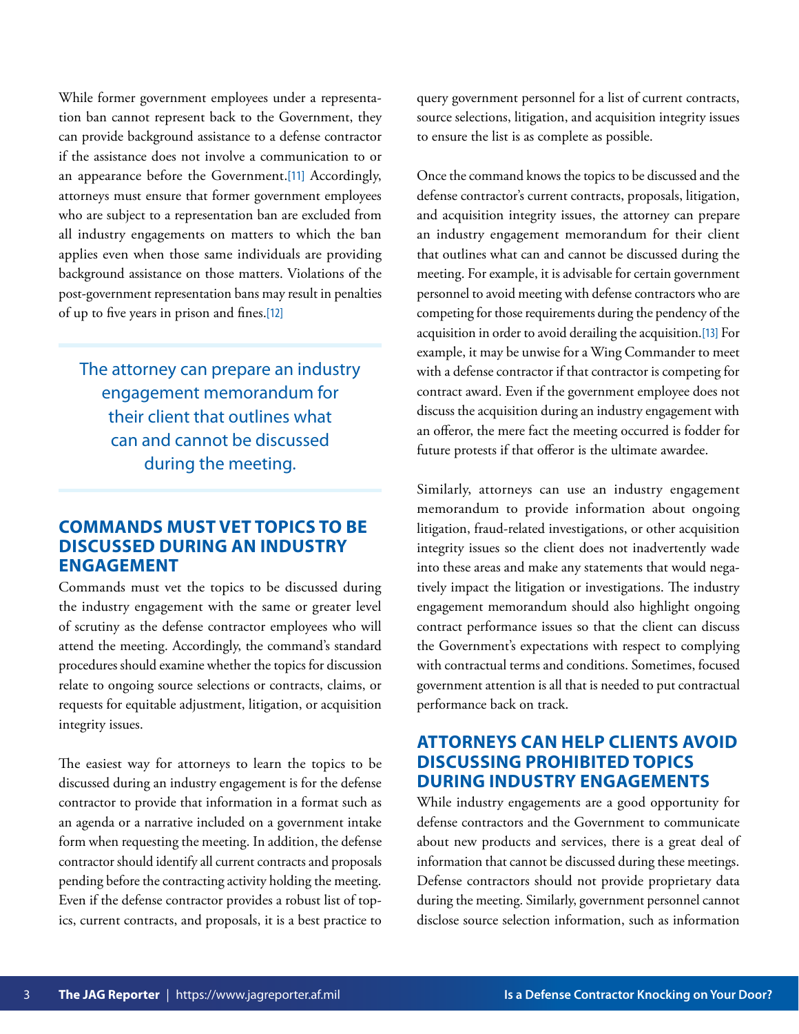While former government employees under a representation ban cannot represent back to the Government, they can provide background assistance to a defense contractor if the assistance does not involve a communication to or an appearance before the Government.[11] Accordingly, attorneys must ensure that former government employees who are subject to a representation ban are excluded from all industry engagements on matters to which the ban applies even when those same individuals are providing background assistance on those matters. Violations of the post-government representation bans may result in penalties of up to five years in prison and fines.[12]

> The attorney can prepare an industry engagement memorandum for their client that outlines what can and cannot be discussed during the meeting.

## COMMANDS MUST VET TOPICS TO BE DISCUSSED DURING AN INDUSTRY ENGAGEMENT

Commands must vet the topics to be discussed during the industry engagement with the same or greater level of scrutiny as the defense contractor employees who will attend the meeting. Accordingly, the command's standard procedures should examine whether the topics for discussion relate to ongoing source selections or contracts, claims, or requests for equitable adjustment, litigation, or acquisition integrity issues.

The easiest way for attorneys to learn the topics to be discussed during an industry engagement is for the defense contractor to provide that information in a format such as an agenda or a narrative included on a government intake form when requesting the meeting. In addition, the defense contractor should identify all current contracts and proposals pending before the contracting activity holding the meeting. Even if the defense contractor provides a robust list of topics, current contracts, and proposals, it is a best practice to query government personnel for a list of current contracts, source selections, litigation, and acquisition integrity issues to ensure the list is as complete as possible.

Once the command knows the topics to be discussed and the defense contractor's current contracts, proposals, litigation, and acquisition integrity issues, the attorney can prepare an industry engagement memorandum for their client that outlines what can and cannot be discussed during the meeting. For example, it is advisable for certain government personnel to avoid meeting with defense contractors who are competing for those requirements during the pendency of the acquisition in order to avoid derailing the acquisition.[13] For example, it may be unwise for a Wing Commander to meet with a defense contractor if that contractor is competing for contract award. Even if the government employee does not discuss the acquisition during an industry engagement with an offeror, the mere fact the meeting occurred is fodder for future protests if that offeror is the ultimate awardee.

Similarly, attorneys can use an industry engagement memorandum to provide information about ongoing litigation, fraud-related investigations, or other acquisition integrity issues so the client does not inadvertently wade into these areas and make any statements that would negatively impact the litigation or investigations. The industry engagement memorandum should also highlight ongoing contract performance issues so that the client can discuss the Government's expectations with respect to complying with contractual terms and conditions. Sometimes, focused government attention is all that is needed to put contractual performance back on track.

## ATTORNEYS CAN HELP CLIENTS AVOID DISCUSSING PROHIBITED TOPICS DURING INDUSTRY ENGAGEMENTS

While industry engagements are a good opportunity for defense contractors and the Government to communicate about new products and services, there is a great deal of information that cannot be discussed during these meetings. Defense contractors should not provide proprietary data during the meeting. Similarly, government personnel cannot disclose source selection information, such as information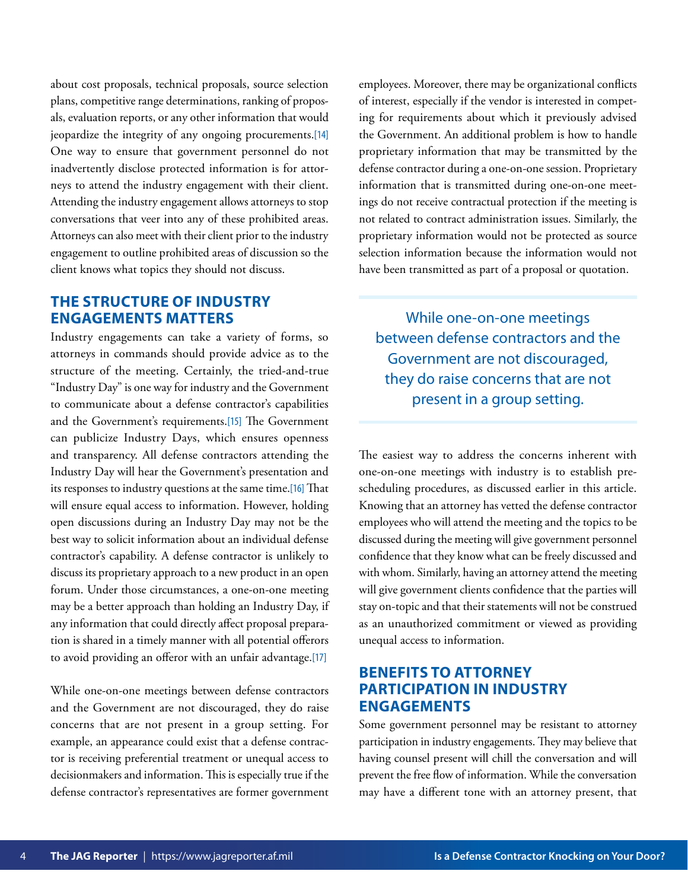about cost proposals, technical proposals, source selection plans, competitive range determinations, ranking of proposals, evaluation reports, or any other information that would jeopardize the integrity of any ongoing procurements.[14] One way to ensure that government personnel do not inadvertently disclose protected information is for attorneys to attend the industry engagement with their client. Attending the industry engagement allows attorneys to stop conversations that veer into any of these prohibited areas. Attorneys can also meet with their client prior to the industry engagement to outline prohibited areas of discussion so the client knows what topics they should not discuss.

## THE STRUCTURE OF INDUSTRY ENGAGEMENTS MATTERS

Industry engagements can take a variety of forms, so attorneys in commands should provide advice as to the structure of the meeting. Certainly, the tried-and-true "Industry Day" is one way for industry and the Government to communicate about a defense contractor's capabilities and the Government's requirements.[15] The Government can publicize Industry Days, which ensures openness and transparency. All defense contractors attending the Industry Day will hear the Government's presentation and its responses to industry questions at the same time.[16] That will ensure equal access to information. However, holding open discussions during an Industry Day may not be the best way to solicit information about an individual defense contractor's capability. A defense contractor is unlikely to discuss its proprietary approach to a new product in an open forum. Under those circumstances, a one-on-one meeting may be a better approach than holding an Industry Day, if any information that could directly affect proposal preparation is shared in a timely manner with all potential offerors to avoid providing an offeror with an unfair advantage.[17]

While one-on-one meetings between defense contractors and the Government are not discouraged, they do raise concerns that are not present in a group setting. For example, an appearance could exist that a defense contractor is receiving preferential treatment or unequal access to decisionmakers and information. This is especially true if the defense contractor's representatives are former government employees. Moreover, there may be organizational conflicts of interest, especially if the vendor is interested in competing for requirements about which it previously advised the Government. An additional problem is how to handle proprietary information that may be transmitted by the defense contractor during a one-on-one session. Proprietary information that is transmitted during one-on-one meetings do not receive contractual protection if the meeting is not related to contract administration issues. Similarly, the proprietary information would not be protected as source selection information because the information would not have been transmitted as part of a proposal or quotation.

> While one-on-one meetings between defense contractors and the Government are not discouraged, they do raise concerns that are not present in a group setting.

The easiest way to address the concerns inherent with one-on-one meetings with industry is to establish prescheduling procedures, as discussed earlier in this article. Knowing that an attorney has vetted the defense contractor employees who will attend the meeting and the topics to be discussed during the meeting will give government personnel confidence that they know what can be freely discussed and with whom. Similarly, having an attorney attend the meeting will give government clients confidence that the parties will stay on-topic and that their statements will not be construed as an unauthorized commitment or viewed as providing unequal access to information.

## BENEFITS TO ATTORNEY PARTICIPATION IN INDUSTRY ENGAGEMENTS

Some government personnel may be resistant to attorney participation in industry engagements. They may believe that having counsel present will chill the conversation and will prevent the free flow of information. While the conversation may have a different tone with an attorney present, that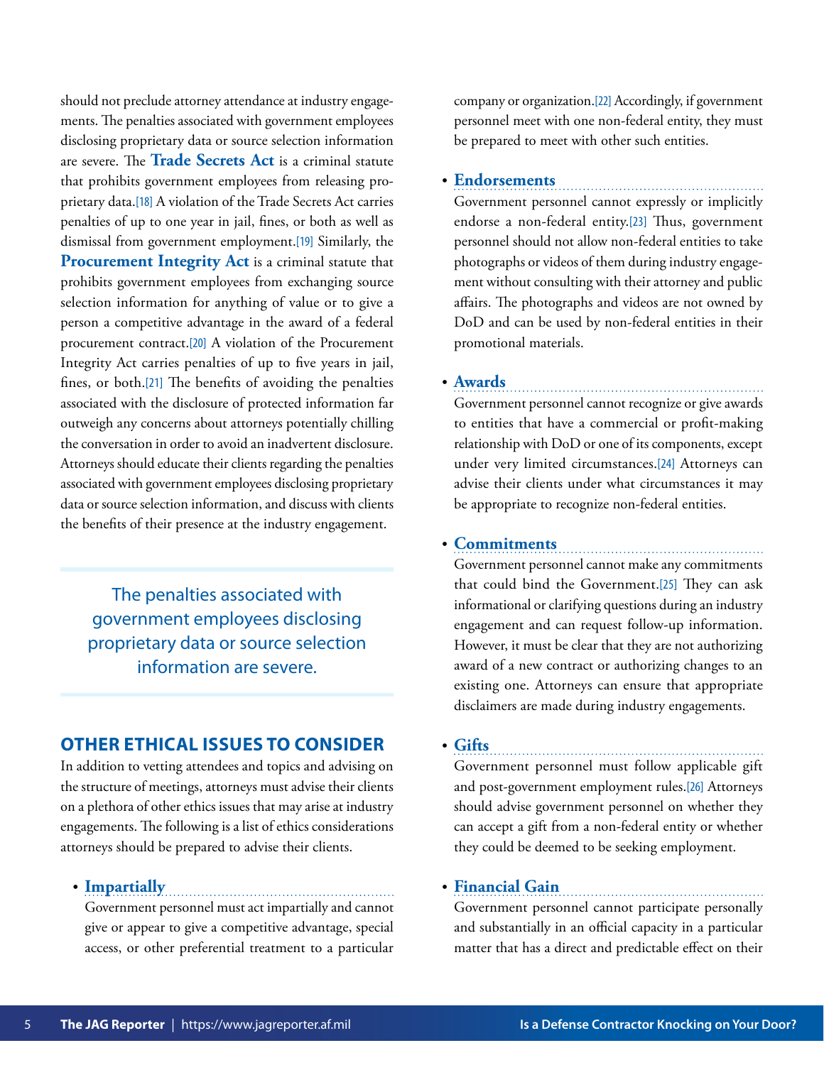should not preclude attorney attendance at industry engagements. The penalties associated with government employees disclosing proprietary data or source selection information are severe. The **Trade Secrets Act** is a criminal statute that prohibits government employees from releasing proprietary data.[18] A violation of the Trade Secrets Act carries penalties of up to one year in jail, fines, or both as well as dismissal from government employment.[19] Similarly, the **Procurement Integrity Act** is a criminal statute that prohibits government employees from exchanging source selection information for anything of value or to give a person a competitive advantage in the award of a federal procurement contract.[20] A violation of the Procurement Integrity Act carries penalties of up to five years in jail, fines, or both.[21] The benefits of avoiding the penalties associated with the disclosure of protected information far outweigh any concerns about attorneys potentially chilling the conversation in order to avoid an inadvertent disclosure. Attorneys should educate their clients regarding the penalties associated with government employees disclosing proprietary data or source selection information, and discuss with clients the benefits of their presence at the industry engagement.

> The penalties associated with government employees disclosing proprietary data or source selection information are severe.

## OTHER ETHICAL ISSUES TO CONSIDER

In addition to vetting attendees and topics and advising on the structure of meetings, attorneys must advise their clients on a plethora of other ethics issues that may arise at industry engagements. The following is a list of ethics considerations attorneys should be prepared to advise their clients.

- **Impartially**
  Government personnel must act impartially and cannot give or appear to give a competitive advantage, special access, or other preferential treatment to a particular company or organization.[22] Accordingly, if government personnel meet with one non-federal entity, they must be prepared to meet with other such entities.

- **Endorsements**
  Government personnel cannot expressly or implicitly endorse a non-federal entity.[23] Thus, government personnel should not allow non-federal entities to take photographs or videos of them during industry engagement without consulting with their attorney and public affairs. The photographs and videos are not owned by DoD and can be used by non-federal entities in their promotional materials.

- **Awards**
  Government personnel cannot recognize or give awards to entities that have a commercial or profit-making relationship with DoD or one of its components, except under very limited circumstances.[24] Attorneys can advise their clients under what circumstances it may be appropriate to recognize non-federal entities.

- **Commitments**
  Government personnel cannot make any commitments that could bind the Government.[25] They can ask informational or clarifying questions during an industry engagement and can request follow-up information. However, it must be clear that they are not authorizing award of a new contract or authorizing changes to an existing one. Attorneys can ensure that appropriate disclaimers are made during industry engagements.

- **Gifts**
  Government personnel must follow applicable gift and post-government employment rules.[26] Attorneys should advise government personnel on whether they can accept a gift from a non-federal entity or whether they could be deemed to be seeking employment.

- **Financial Gain**
  Government personnel cannot participate personally and substantially in an official capacity in a particular matter that has a direct and predictable effect on their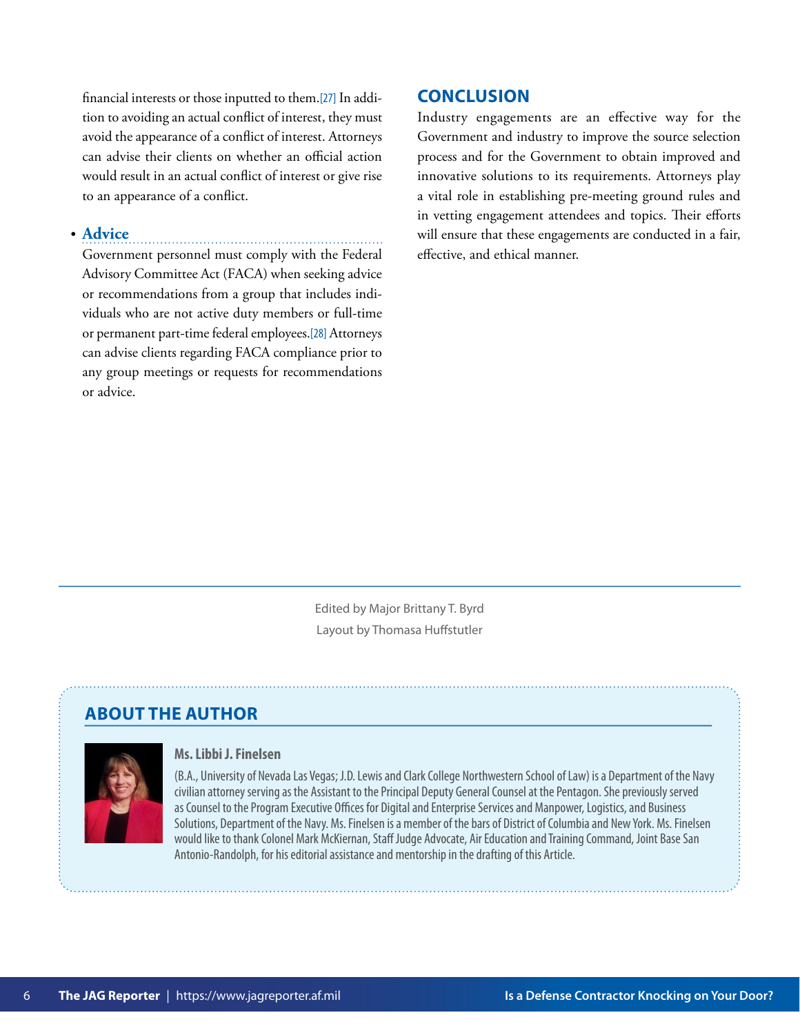financial interests or those inputted to them.[27] In addition to avoiding an actual conflict of interest, they must avoid the appearance of a conflict of interest. Attorneys can advise their clients on whether an official action would result in an actual conflict of interest or give rise to an appearance of a conflict.

- **Advice**

  Government personnel must comply with the Federal Advisory Committee Act (FACA) when seeking advice or recommendations from a group that includes individuals who are not active duty members or full-time or permanent part-time federal employees.[28] Attorneys can advise clients regarding FACA compliance prior to any group meetings or requests for recommendations or advice.

## CONCLUSION

Industry engagements are an effective way for the Government and industry to improve the source selection process and for the Government to obtain improved and innovative solutions to its requirements. Attorneys play a vital role in establishing pre-meeting ground rules and in vetting engagement attendees and topics. Their efforts will ensure that these engagements are conducted in a fair, effective, and ethical manner.

Edited by Major Brittany T. Byrd
Layout by Thomasa Huffstutler

## ABOUT THE AUTHOR

**Ms. Libbi J. Finelsen**

(B.A., University of Nevada Las Vegas; J.D. Lewis and Clark College Northwestern School of Law) is a Department of the Navy civilian attorney serving as the Assistant to the Principal Deputy General Counsel at the Pentagon. She previously served as Counsel to the Program Executive Offices for Digital and Enterprise Services and Manpower, Logistics, and Business Solutions, Department of the Navy. Ms. Finelsen is a member of the bars of District of Columbia and New York. Ms. Finelsen would like to thank Colonel Mark McKiernan, Staff Judge Advocate, Air Education and Training Command, Joint Base San Antonio-Randolph, for his editorial assistance and mentorship in the drafting of this Article.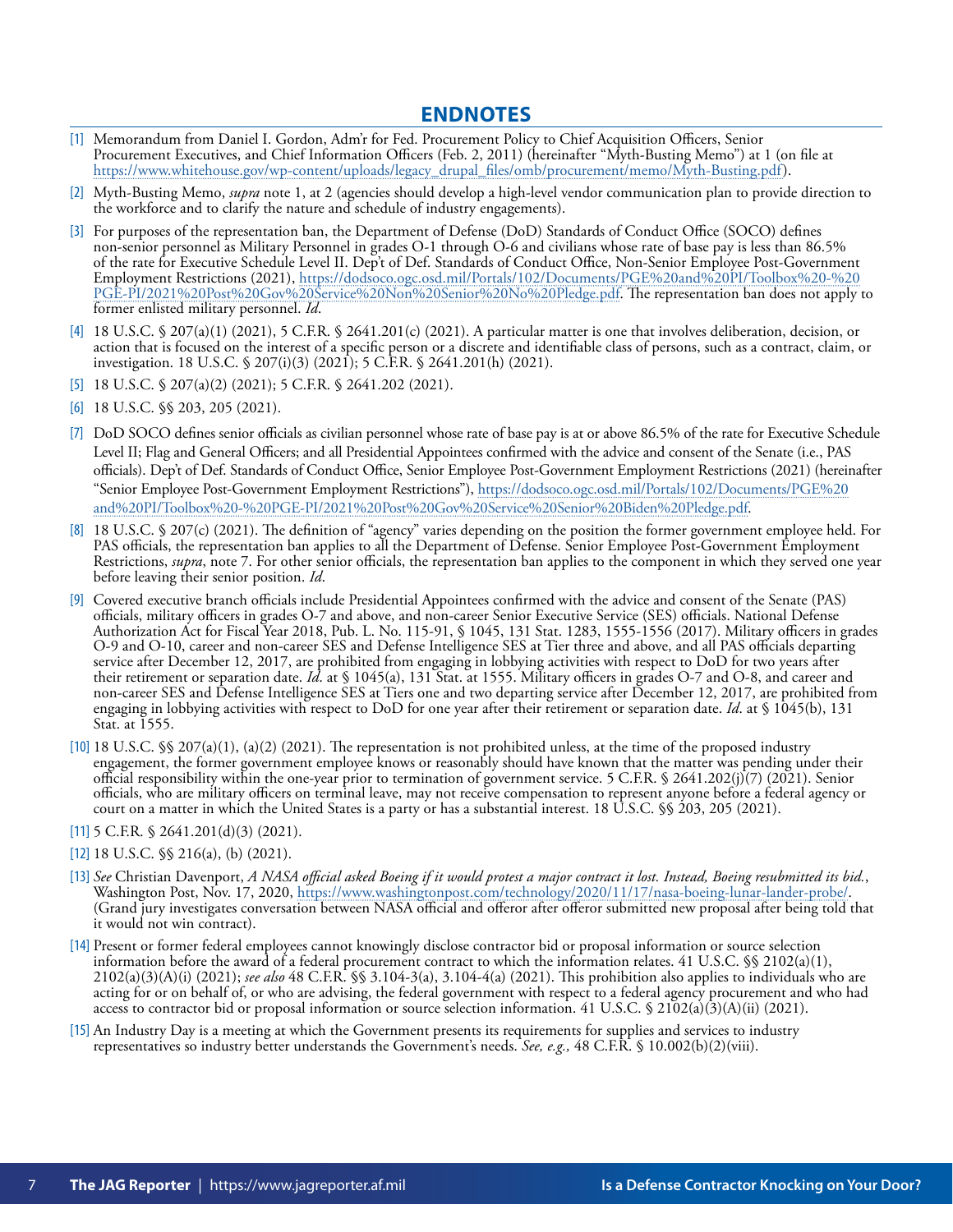## ENDNOTES

[1] Memorandum from Daniel I. Gordon, Adm'r for Fed. Procurement Policy to Chief Acquisition Officers, Senior Procurement Executives, and Chief Information Officers (Feb. 2, 2011) (hereinafter "Myth-Busting Memo") at 1 (on file at https://www.whitehouse.gov/wp-content/uploads/legacy_drupal_files/omb/procurement/memo/Myth-Busting.pdf).

[2] Myth-Busting Memo, *supra* note 1, at 2 (agencies should develop a high-level vendor communication plan to provide direction to the workforce and to clarify the nature and schedule of industry engagements).

[3] For purposes of the representation ban, the Department of Defense (DoD) Standards of Conduct Office (SOCO) defines non-senior personnel as Military Personnel in grades O-1 through O-6 and civilians whose rate of base pay is less than 86.5% of the rate for Executive Schedule Level II. Dep't of Def. Standards of Conduct Office, Non-Senior Employee Post-Government Employment Restrictions (2021), https://dodsoco.ogc.osd.mil/Portals/102/Documents/PGE%20and%20PI/Toolbox%20-%20PGE-PI/2021%20Post%20Gov%20Service%20Non%20Senior%20No%20Pledge.pdf. The representation ban does not apply to former enlisted military personnel. *Id*.

[4] 18 U.S.C. § 207(a)(1) (2021), 5 C.F.R. § 2641.201(c) (2021). A particular matter is one that involves deliberation, decision, or action that is focused on the interest of a specific person or a discrete and identifiable class of persons, such as a contract, claim, or investigation. 18 U.S.C. § 207(i)(3) (2021); 5 C.F.R. § 2641.201(h) (2021).

[5] 18 U.S.C. § 207(a)(2) (2021); 5 C.F.R. § 2641.202 (2021).

[6] 18 U.S.C. §§ 203, 205 (2021).

[7] DoD SOCO defines senior officials as civilian personnel whose rate of base pay is at or above 86.5% of the rate for Executive Schedule Level II; Flag and General Officers; and all Presidential Appointees confirmed with the advice and consent of the Senate (i.e., PAS officials). Dep't of Def. Standards of Conduct Office, Senior Employee Post-Government Employment Restrictions (2021) (hereinafter "Senior Employee Post-Government Employment Restrictions"), https://dodsoco.ogc.osd.mil/Portals/102/Documents/PGE%20and%20PI/Toolbox%20-%20PGE-PI/2021%20Post%20Gov%20Service%20Senior%20Biden%20Pledge.pdf.

[8] 18 U.S.C. § 207(c) (2021). The definition of "agency" varies depending on the position the former government employee held. For PAS officials, the representation ban applies to all the Department of Defense. Senior Employee Post-Government Employment Restrictions, *supra*, note 7. For other senior officials, the representation ban applies to the component in which they served one year before leaving their senior position. *Id*.

[9] Covered executive branch officials include Presidential Appointees confirmed with the advice and consent of the Senate (PAS) officials, military officers in grades O-7 and above, and non-career Senior Executive Service (SES) officials. National Defense Authorization Act for Fiscal Year 2018, Pub. L. No. 115-91, § 1045, 131 Stat. 1283, 1555-1556 (2017). Military officers in grades O-9 and O-10, career and non-career SES and Defense Intelligence SES at Tier three and above, and all PAS officials departing service after December 12, 2017, are prohibited from engaging in lobbying activities with respect to DoD for two years after their retirement or separation date. *Id*. at § 1045(a), 131 Stat. at 1555. Military officers in grades O-7 and O-8, and career and non-career SES and Defense Intelligence SES at Tiers one and two departing service after December 12, 2017, are prohibited from engaging in lobbying activities with respect to DoD for one year after their retirement or separation date. *Id*. at § 1045(b), 131 Stat. at 1555.

[10] 18 U.S.C. §§ 207(a)(1), (a)(2) (2021). The representation is not prohibited unless, at the time of the proposed industry engagement, the former government employee knows or reasonably should have known that the matter was pending under their official responsibility within the one-year prior to termination of government service. 5 C.F.R. § 2641.202(j)(7) (2021). Senior officials, who are military officers on terminal leave, may not receive compensation to represent anyone before a federal agency or court on a matter in which the United States is a party or has a substantial interest. 18 U.S.C. §§ 203, 205 (2021).

[11] 5 C.F.R. § 2641.201(d)(3) (2021).

[12] 18 U.S.C. §§ 216(a), (b) (2021).

[13] *See* Christian Davenport, *A NASA official asked Boeing if it would protest a major contract it lost. Instead, Boeing resubmitted its bid.*, Washington Post, Nov. 17, 2020, https://www.washingtonpost.com/technology/2020/11/17/nasa-boeing-lunar-lander-probe/. (Grand jury investigates conversation between NASA official and offeror after offeror submitted new proposal after being told that it would not win contract).

[14] Present or former federal employees cannot knowingly disclose contractor bid or proposal information or source selection information before the award of a federal procurement contract to which the information relates. 41 U.S.C. §§ 2102(a)(1), 2102(a)(3)(A)(i) (2021); *see also* 48 C.F.R. §§ 3.104-3(a), 3.104-4(a) (2021). This prohibition also applies to individuals who are acting for or on behalf of, or who are advising, the federal government with respect to a federal agency procurement and who had access to contractor bid or proposal information or source selection information. 41 U.S.C. § 2102(a)(3)(A)(ii) (2021).

[15] An Industry Day is a meeting at which the Government presents its requirements for supplies and services to industry representatives so industry better understands the Government's needs. *See, e.g.,* 48 C.F.R. § 10.002(b)(2)(viii).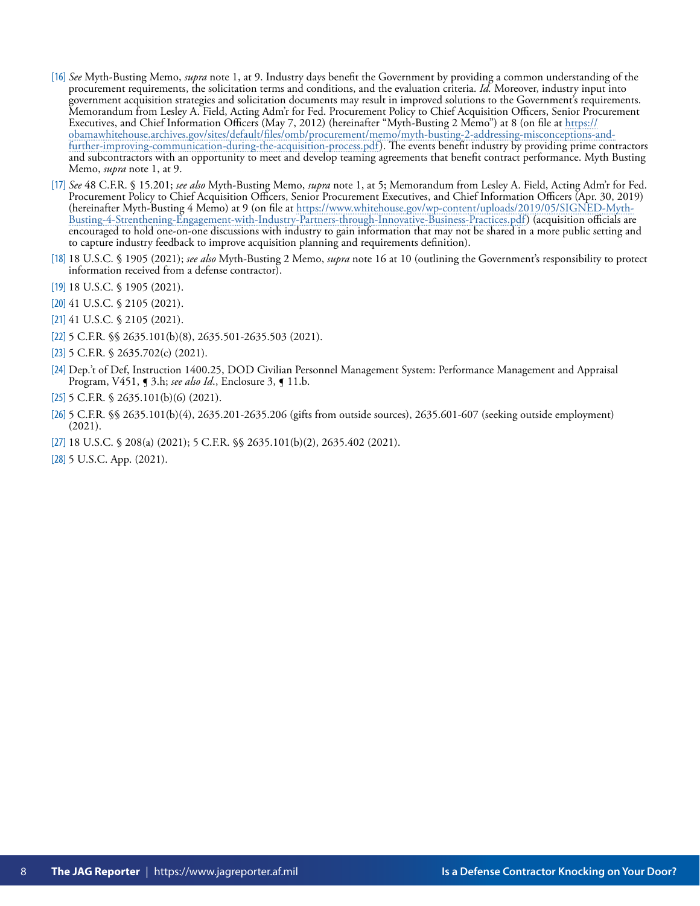[16] *See* Myth-Busting Memo, *supra* note 1, at 9. Industry days benefit the Government by providing a common understanding of the procurement requirements, the solicitation terms and conditions, and the evaluation criteria. *Id.* Moreover, industry input into government acquisition strategies and solicitation documents may result in improved solutions to the Government's requirements. Memorandum from Lesley A. Field, Acting Adm'r for Fed. Procurement Policy to Chief Acquisition Officers, Senior Procurement Executives, and Chief Information Officers (May 7, 2012) (hereinafter "Myth-Busting 2 Memo") at 8 (on file at https://obamawhitehouse.archives.gov/sites/default/files/omb/procurement/memo/myth-busting-2-addressing-misconceptions-and-further-improving-communication-during-the-acquisition-process.pdf). The events benefit industry by providing prime contractors and subcontractors with an opportunity to meet and develop teaming agreements that benefit contract performance. Myth Busting Memo, *supra* note 1, at 9.

[17] *See* 48 C.F.R. § 15.201; *see also* Myth-Busting Memo, *supra* note 1, at 5; Memorandum from Lesley A. Field, Acting Adm'r for Fed. Procurement Policy to Chief Acquisition Officers, Senior Procurement Executives, and Chief Information Officers (Apr. 30, 2019) (hereinafter Myth-Busting 4 Memo) at 9 (on file at https://www.whitehouse.gov/wp-content/uploads/2019/05/SIGNED-Myth-Busting-4-Strenthening-Engagement-with-Industry-Partners-through-Innovative-Business-Practices.pdf) (acquisition officials are encouraged to hold one-on-one discussions with industry to gain information that may not be shared in a more public setting and to capture industry feedback to improve acquisition planning and requirements definition).

[18] 18 U.S.C. § 1905 (2021); *see also* Myth-Busting 2 Memo, *supra* note 16 at 10 (outlining the Government's responsibility to protect information received from a defense contractor).

[19] 18 U.S.C. § 1905 (2021).

[20] 41 U.S.C. § 2105 (2021).

[21] 41 U.S.C. § 2105 (2021).

[22] 5 C.F.R. §§ 2635.101(b)(8), 2635.501-2635.503 (2021).

[23] 5 C.F.R. § 2635.702(c) (2021).

[24] Dep.'t of Def, Instruction 1400.25, DOD Civilian Personnel Management System: Performance Management and Appraisal Program, V451, ¶ 3.h; *see also Id*., Enclosure 3, ¶ 11.b.

[25] 5 C.F.R. § 2635.101(b)(6) (2021).

[26] 5 C.F.R. §§ 2635.101(b)(4), 2635.201-2635.206 (gifts from outside sources), 2635.601-607 (seeking outside employment) (2021).

[27] 18 U.S.C. § 208(a) (2021); 5 C.F.R. §§ 2635.101(b)(2), 2635.402 (2021).

[28] 5 U.S.C. App. (2021).